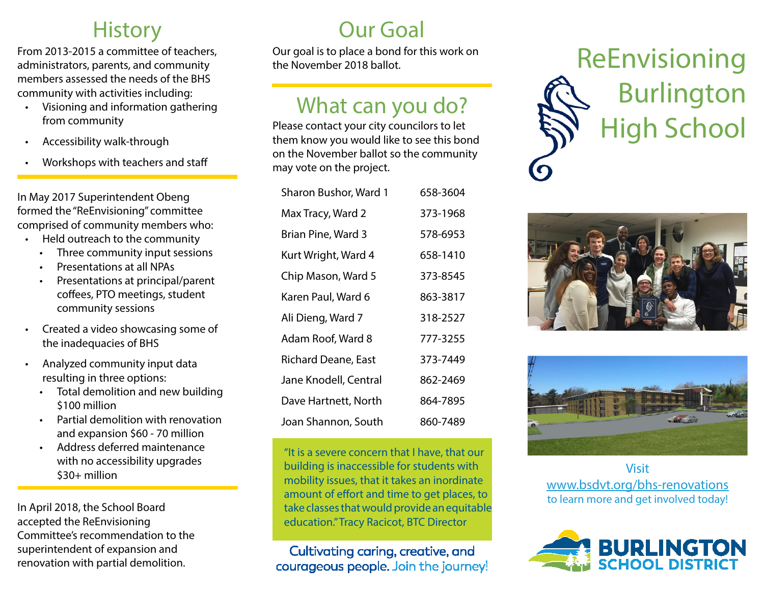## History

From 2013-2015 a committee of teachers, administrators, parents, and community members assessed the needs of the BHS community with activities including:

- Visioning and information gathering from community
- Accessibility walk-through
- Workshops with teachers and staff

In May 2017 Superintendent Obeng formed the "ReEnvisioning" committee comprised of community members who:

- Held outreach to the community
  - Three community input sessions
  - Presentations at all NPAs
  - Presentations at principal/parent coffees, PTO meetings, student community sessions
- Created a video showcasing some of the inadequacies of BHS
- Analyzed community input data resulting in three options:
  - Total demolition and new building $100 million
  - Partial demolition with renovation and expansion $60 - 70 million
  - Address deferred maintenance with no accessibility upgrades $30+ million

In April 2018, the School Board accepted the ReEnvisioning Committee's recommendation to the superintendent of expansion and renovation with partial demolition.

## Our Goal

Our goal is to place a bond for this work on the November 2018 ballot.

## What can you do?

Please contact your city councilors to let them know you would like to see this bond on the November ballot so the community may vote on the project.

| Councilor | Phone |
|---|---|
| Sharon Bushor, Ward 1 | 658-3604 |
| Max Tracy, Ward 2 | 373-1968 |
| Brian Pine, Ward 3 | 578-6953 |
| Kurt Wright, Ward 4 | 658-1410 |
| Chip Mason, Ward 5 | 373-8545 |
| Karen Paul, Ward 6 | 863-3817 |
| Ali Dieng, Ward 7 | 318-2527 |
| Adam Roof, Ward 8 | 777-3255 |
| Richard Deane, East | 373-7449 |
| Jane Knodell, Central | 862-2469 |
| Dave Hartnett, North | 864-7895 |
| Joan Shannon, South | 860-7489 |

"It is a severe concern that I have, that our building is inaccessible for students with mobility issues, that it takes an inordinate amount of effort and time to get places, to take classes that would provide an equitable education." Tracy Racicot, BTC Director

Cultivating caring, creative, and courageous people. Join the journey!

# ReEnvisioning Burlington High School

Visit
www.bsdvt.org/bhs-renovations
to learn more and get involved today!

BURLINGTON SCHOOL DISTRICT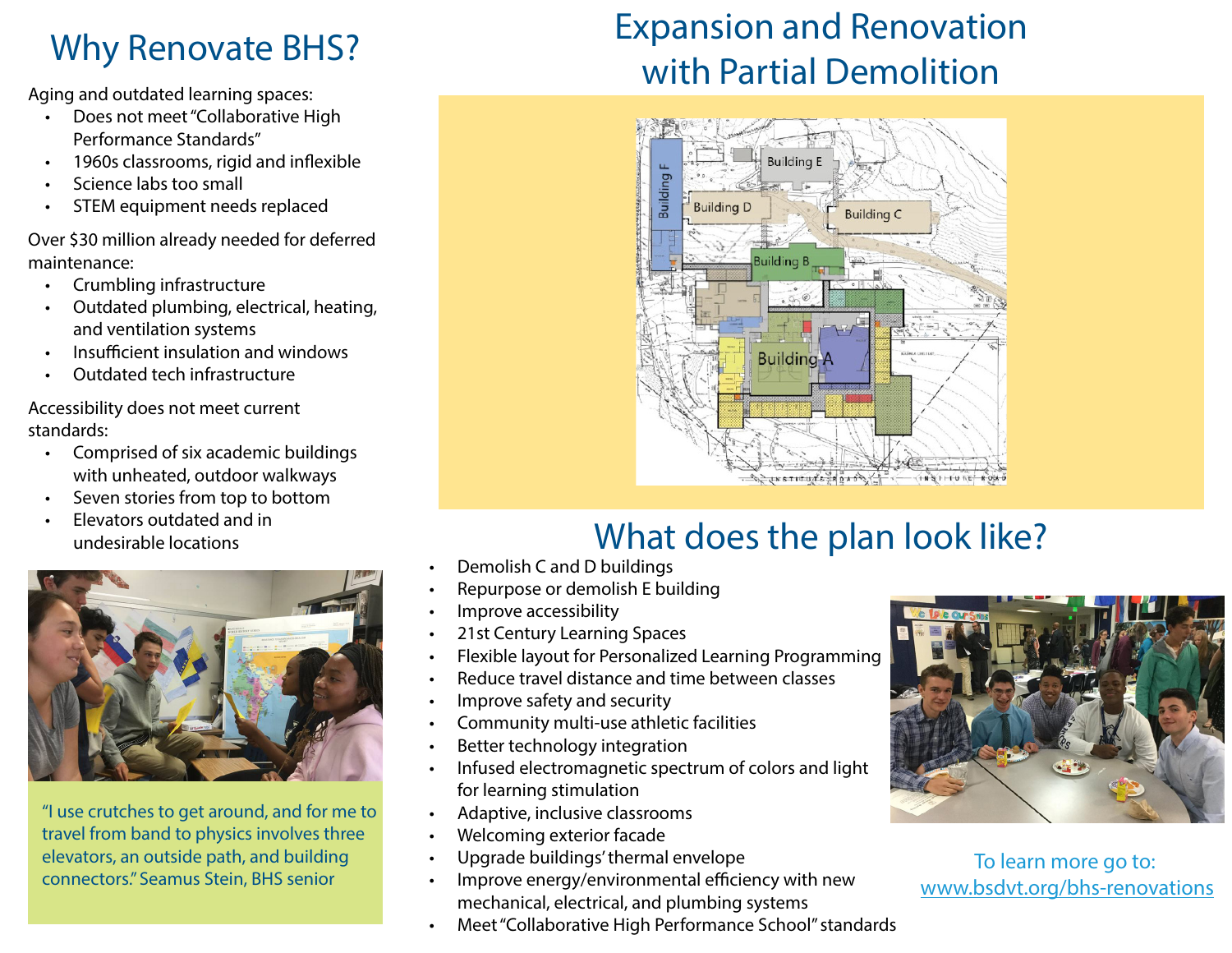# Why Renovate BHS?

Aging and outdated learning spaces:

- Does not meet "Collaborative High Performance Standards"
- 1960s classrooms, rigid and inflexible
- Science labs too small
- STEM equipment needs replaced

Over $30 million already needed for deferred maintenance:

- Crumbling infrastructure
- Outdated plumbing, electrical, heating, and ventilation systems
- Insufficient insulation and windows
- Outdated tech infrastructure

Accessibility does not meet current standards:

- Comprised of six academic buildings with unheated, outdoor walkways
- Seven stories from top to bottom
- Elevators outdated and in undesirable locations

"I use crutches to get around, and for me to travel from band to physics involves three elevators, an outside path, and building connectors." Seamus Stein, BHS senior

# Expansion and Renovation with Partial Demolition

Building F
Building E
Building D
Building C
Building B
Building A
INSTITUTE ROAD
INSTITUTE ROAD

# What does the plan look like?

- Demolish C and D buildings
- Repurpose or demolish E building
- Improve accessibility
- 21st Century Learning Spaces
- Flexible layout for Personalized Learning Programming
- Reduce travel distance and time between classes
- Improve safety and security
- Community multi-use athletic facilities
- Better technology integration
- Infused electromagnetic spectrum of colors and light for learning stimulation
- Adaptive, inclusive classrooms
- Welcoming exterior facade
- Upgrade buildings' thermal envelope
- Improve energy/environmental efficiency with new mechanical, electrical, and plumbing systems
- Meet "Collaborative High Performance School" standards

To learn more go to:
www.bsdvt.org/bhs-renovations